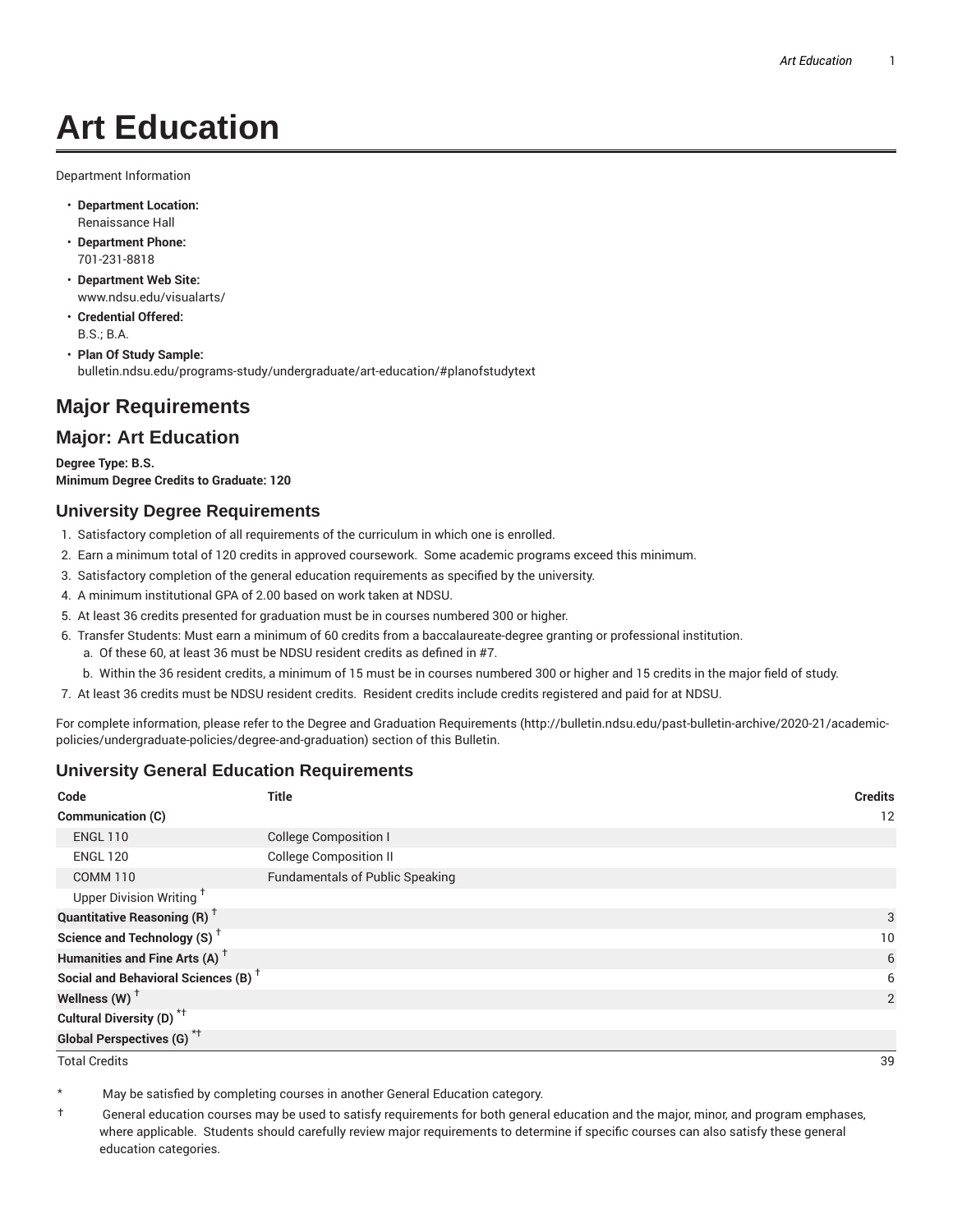# Art Education

Department Information

- **Department Location:** Renaissance Hall
- **Department Phone:** 701-231-8818
- **Department Web Site:** www.ndsu.edu/visualarts/
- **Credential Offered:** B.S.; B.A.
- **Plan Of Study Sample:** bulletin.ndsu.edu/programs-study/undergraduate/art-education/#planofstudytext

## Major Requirements

## Major: Art Education

**Degree Type: B.S.**
**Minimum Degree Credits to Graduate: 120**

### University Degree Requirements

1. Satisfactory completion of all requirements of the curriculum in which one is enrolled.
2. Earn a minimum total of 120 credits in approved coursework. Some academic programs exceed this minimum.
3. Satisfactory completion of the general education requirements as specified by the university.
4. A minimum institutional GPA of 2.00 based on work taken at NDSU.
5. At least 36 credits presented for graduation must be in courses numbered 300 or higher.
6. Transfer Students: Must earn a minimum of 60 credits from a baccalaureate-degree granting or professional institution.
   a. Of these 60, at least 36 must be NDSU resident credits as defined in #7.
   b. Within the 36 resident credits, a minimum of 15 must be in courses numbered 300 or higher and 15 credits in the major field of study.
7. At least 36 credits must be NDSU resident credits. Resident credits include credits registered and paid for at NDSU.

For complete information, please refer to the Degree and Graduation Requirements (http://bulletin.ndsu.edu/past-bulletin-archive/2020-21/academic-policies/undergraduate-policies/degree-and-graduation) section of this Bulletin.

### University General Education Requirements

| Code | Title | Credits |
|---|---|---|
| **Communication (C)** | | 12 |
| ENGL 110 | College Composition I | |
| ENGL 120 | College Composition II | |
| COMM 110 | Fundamentals of Public Speaking | |
| Upper Division Writing † | | |
| **Quantitative Reasoning (R) †** | | 3 |
| **Science and Technology (S) †** | | 10 |
| **Humanities and Fine Arts (A) †** | | 6 |
| **Social and Behavioral Sciences (B) †** | | 6 |
| **Wellness (W) †** | | 2 |
| **Cultural Diversity (D) *†** | | |
| **Global Perspectives (G) *†** | | |
| Total Credits | | 39 |

\* May be satisfied by completing courses in another General Education category.

† General education courses may be used to satisfy requirements for both general education and the major, minor, and program emphases, where applicable. Students should carefully review major requirements to determine if specific courses can also satisfy these general education categories.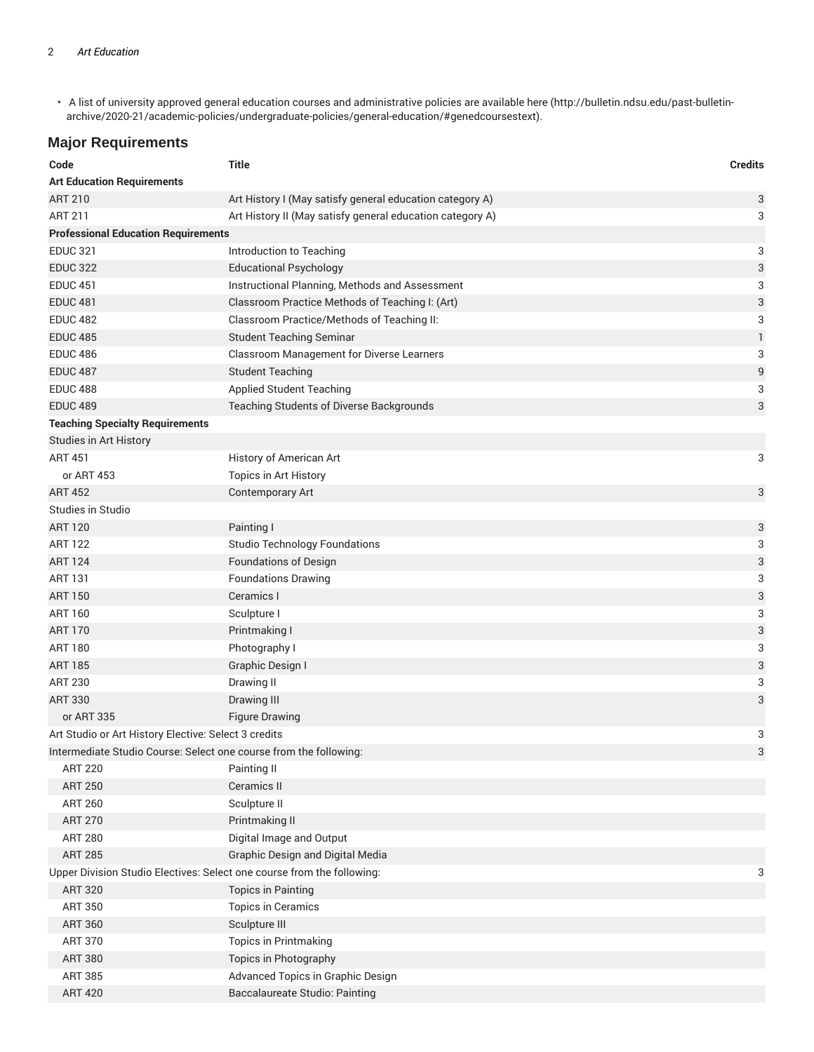- A list of university approved general education courses and administrative policies are available here (http://bulletin.ndsu.edu/past-bulletin-archive/2020-21/academic-policies/undergraduate-policies/general-education/#genedcoursestext).

## Major Requirements

| Code | Title | Credits |
|---|---|---|
| **Art Education Requirements** | | |
| ART 210 | Art History I (May satisfy general education category A) | 3 |
| ART 211 | Art History II (May satisfy general education category A) | 3 |
| **Professional Education Requirements** | | |
| EDUC 321 | Introduction to Teaching | 3 |
| EDUC 322 | Educational Psychology | 3 |
| EDUC 451 | Instructional Planning, Methods and Assessment | 3 |
| EDUC 481 | Classroom Practice Methods of Teaching I: (Art) | 3 |
| EDUC 482 | Classroom Practice/Methods of Teaching II: | 3 |
| EDUC 485 | Student Teaching Seminar | 1 |
| EDUC 486 | Classroom Management for Diverse Learners | 3 |
| EDUC 487 | Student Teaching | 9 |
| EDUC 488 | Applied Student Teaching | 3 |
| EDUC 489 | Teaching Students of Diverse Backgrounds | 3 |
| **Teaching Specialty Requirements** | | |
| Studies in Art History | | |
| ART 451 | History of American Art | 3 |
| or ART 453 | Topics in Art History | |
| ART 452 | Contemporary Art | 3 |
| Studies in Studio | | |
| ART 120 | Painting I | 3 |
| ART 122 | Studio Technology Foundations | 3 |
| ART 124 | Foundations of Design | 3 |
| ART 131 | Foundations Drawing | 3 |
| ART 150 | Ceramics I | 3 |
| ART 160 | Sculpture I | 3 |
| ART 170 | Printmaking I | 3 |
| ART 180 | Photography I | 3 |
| ART 185 | Graphic Design I | 3 |
| ART 230 | Drawing II | 3 |
| ART 330 | Drawing III | 3 |
| or ART 335 | Figure Drawing | |
| Art Studio or Art History Elective: Select 3 credits | | 3 |
| Intermediate Studio Course: Select one course from the following: | | 3 |
| ART 220 | Painting II | |
| ART 250 | Ceramics II | |
| ART 260 | Sculpture II | |
| ART 270 | Printmaking II | |
| ART 280 | Digital Image and Output | |
| ART 285 | Graphic Design and Digital Media | |
| Upper Division Studio Electives: Select one course from the following: | | 3 |
| ART 320 | Topics in Painting | |
| ART 350 | Topics in Ceramics | |
| ART 360 | Sculpture III | |
| ART 370 | Topics in Printmaking | |
| ART 380 | Topics in Photography | |
| ART 385 | Advanced Topics in Graphic Design | |
| ART 420 | Baccalaureate Studio: Painting | |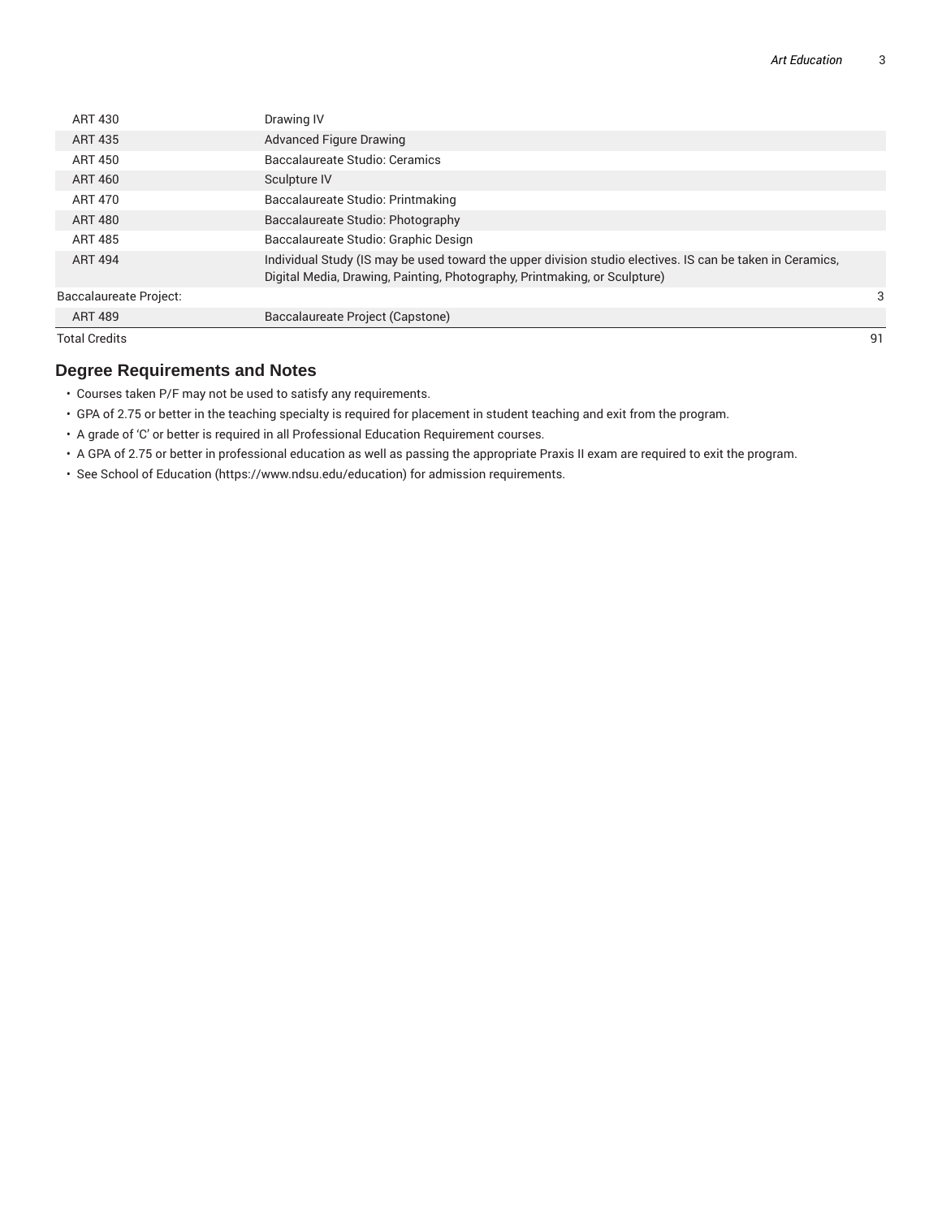| | | |
|---|---|---|
| ART 430 | Drawing IV | |
| ART 435 | Advanced Figure Drawing | |
| ART 450 | Baccalaureate Studio: Ceramics | |
| ART 460 | Sculpture IV | |
| ART 470 | Baccalaureate Studio: Printmaking | |
| ART 480 | Baccalaureate Studio: Photography | |
| ART 485 | Baccalaureate Studio: Graphic Design | |
| ART 494 | Individual Study (IS may be used toward the upper division studio electives. IS can be taken in Ceramics, Digital Media, Drawing, Painting, Photography, Printmaking, or Sculpture) | |
| Baccalaureate Project: | | 3 |
| ART 489 | Baccalaureate Project (Capstone) | |
| Total Credits | | 91 |

## Degree Requirements and Notes

- Courses taken P/F may not be used to satisfy any requirements.
- GPA of 2.75 or better in the teaching specialty is required for placement in student teaching and exit from the program.
- A grade of 'C' or better is required in all Professional Education Requirement courses.
- A GPA of 2.75 or better in professional education as well as passing the appropriate Praxis II exam are required to exit the program.
- See School of Education (https://www.ndsu.edu/education) for admission requirements.